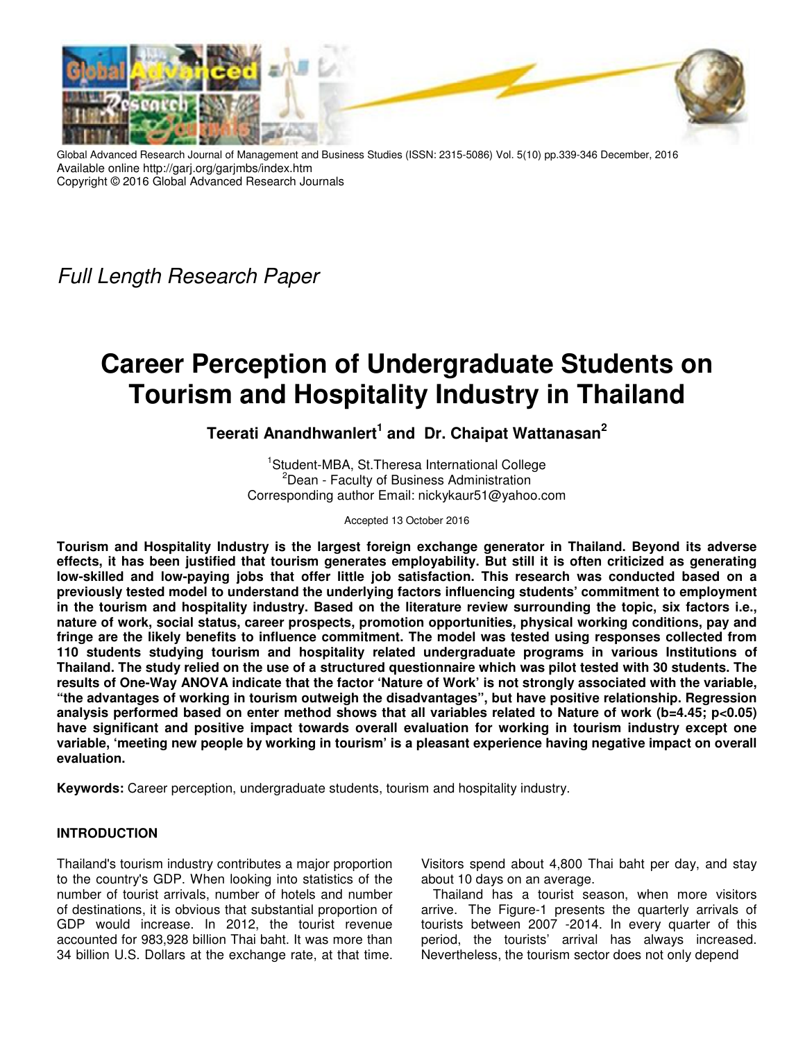Global Advanced Research Journal of Management and Business Studies (ISSN: 2315-5086) Vol. 5(10) pp.339-346 December, 2016
Available online http://garj.org/garjmbs/index.htm
Copyright © 2016 Global Advanced Research Journals

*Full Length Research Paper*

# Career Perception of Undergraduate Students on Tourism and Hospitality Industry in Thailand

**Teerati Anandhwanlert[1] and Dr. Chaipat Wattanasan[2]**

[1]Student-MBA, St.Theresa International College
[2]Dean - Faculty of Business Administration
Corresponding author Email: nickykaur51@yahoo.com

Accepted 13 October 2016

**Tourism and Hospitality Industry is the largest foreign exchange generator in Thailand. Beyond its adverse effects, it has been justified that tourism generates employability. But still it is often criticized as generating low-skilled and low-paying jobs that offer little job satisfaction. This research was conducted based on a previously tested model to understand the underlying factors influencing students' commitment to employment in the tourism and hospitality industry. Based on the literature review surrounding the topic, six factors i.e., nature of work, social status, career prospects, promotion opportunities, physical working conditions, pay and fringe are the likely benefits to influence commitment. The model was tested using responses collected from 110 students studying tourism and hospitality related undergraduate programs in various Institutions of Thailand. The study relied on the use of a structured questionnaire which was pilot tested with 30 students. The results of One-Way ANOVA indicate that the factor 'Nature of Work' is not strongly associated with the variable, "the advantages of working in tourism outweigh the disadvantages", but have positive relationship. Regression analysis performed based on enter method shows that all variables related to Nature of work (b=4.45; p<0.05) have significant and positive impact towards overall evaluation for working in tourism industry except one variable, 'meeting new people by working in tourism' is a pleasant experience having negative impact on overall evaluation.**

**Keywords:** Career perception, undergraduate students, tourism and hospitality industry.

## INTRODUCTION

Thailand's tourism industry contributes a major proportion to the country's GDP. When looking into statistics of the number of tourist arrivals, number of hotels and number of destinations, it is obvious that substantial proportion of GDP would increase. In 2012, the tourist revenue accounted for 983,928 billion Thai baht. It was more than 34 billion U.S. Dollars at the exchange rate, at that time. Visitors spend about 4,800 Thai baht per day, and stay about 10 days on an average.

Thailand has a tourist season, when more visitors arrive. The Figure-1 presents the quarterly arrivals of tourists between 2007 -2014. In every quarter of this period, the tourists' arrival has always increased. Nevertheless, the tourism sector does not only depend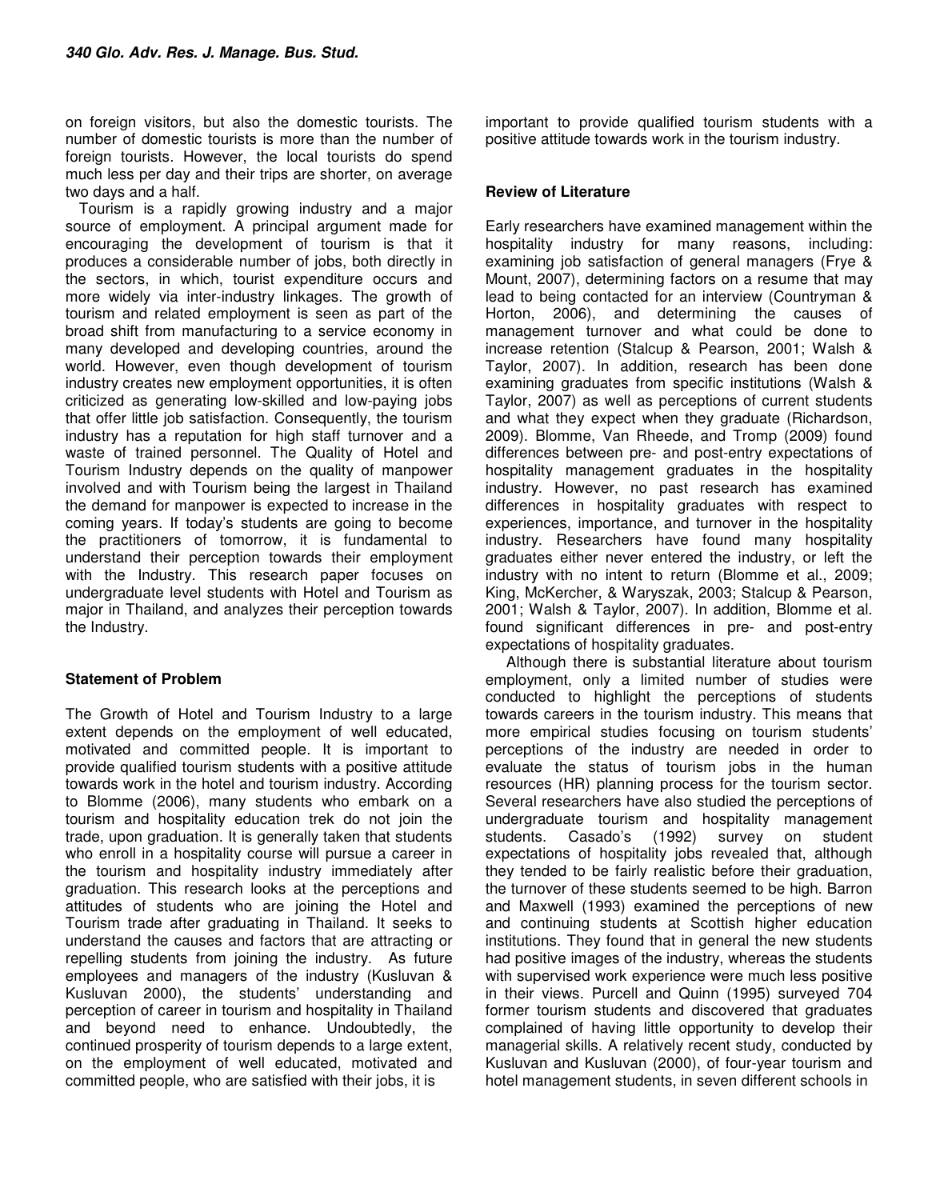on foreign visitors, but also the domestic tourists. The number of domestic tourists is more than the number of foreign tourists. However, the local tourists do spend much less per day and their trips are shorter, on average two days and a half.

Tourism is a rapidly growing industry and a major source of employment. A principal argument made for encouraging the development of tourism is that it produces a considerable number of jobs, both directly in the sectors, in which, tourist expenditure occurs and more widely via inter-industry linkages. The growth of tourism and related employment is seen as part of the broad shift from manufacturing to a service economy in many developed and developing countries, around the world. However, even though development of tourism industry creates new employment opportunities, it is often criticized as generating low-skilled and low-paying jobs that offer little job satisfaction. Consequently, the tourism industry has a reputation for high staff turnover and a waste of trained personnel. The Quality of Hotel and Tourism Industry depends on the quality of manpower involved and with Tourism being the largest in Thailand the demand for manpower is expected to increase in the coming years. If today's students are going to become the practitioners of tomorrow, it is fundamental to understand their perception towards their employment with the Industry. This research paper focuses on undergraduate level students with Hotel and Tourism as major in Thailand, and analyzes their perception towards the Industry.

## Statement of Problem

The Growth of Hotel and Tourism Industry to a large extent depends on the employment of well educated, motivated and committed people. It is important to provide qualified tourism students with a positive attitude towards work in the hotel and tourism industry. According to Blomme (2006), many students who embark on a tourism and hospitality education trek do not join the trade, upon graduation. It is generally taken that students who enroll in a hospitality course will pursue a career in the tourism and hospitality industry immediately after graduation. This research looks at the perceptions and attitudes of students who are joining the Hotel and Tourism trade after graduating in Thailand. It seeks to understand the causes and factors that are attracting or repelling students from joining the industry. As future employees and managers of the industry (Kusluvan & Kusluvan 2000), the students' understanding and perception of career in tourism and hospitality in Thailand and beyond need to enhance. Undoubtedly, the continued prosperity of tourism depends to a large extent, on the employment of well educated, motivated and committed people, who are satisfied with their jobs, it is important to provide qualified tourism students with a positive attitude towards work in the tourism industry.

## Review of Literature

Early researchers have examined management within the hospitality industry for many reasons, including: examining job satisfaction of general managers (Frye & Mount, 2007), determining factors on a resume that may lead to being contacted for an interview (Countryman & Horton, 2006), and determining the causes of management turnover and what could be done to increase retention (Stalcup & Pearson, 2001; Walsh & Taylor, 2007). In addition, research has been done examining graduates from specific institutions (Walsh & Taylor, 2007) as well as perceptions of current students and what they expect when they graduate (Richardson, 2009). Blomme, Van Rheede, and Tromp (2009) found differences between pre- and post-entry expectations of hospitality management graduates in the hospitality industry. However, no past research has examined differences in hospitality graduates with respect to experiences, importance, and turnover in the hospitality industry. Researchers have found many hospitality graduates either never entered the industry, or left the industry with no intent to return (Blomme et al., 2009; King, McKercher, & Waryszak, 2003; Stalcup & Pearson, 2001; Walsh & Taylor, 2007). In addition, Blomme et al. found significant differences in pre- and post-entry expectations of hospitality graduates.

Although there is substantial literature about tourism employment, only a limited number of studies were conducted to highlight the perceptions of students towards careers in the tourism industry. This means that more empirical studies focusing on tourism students' perceptions of the industry are needed in order to evaluate the status of tourism jobs in the human resources (HR) planning process for the tourism sector. Several researchers have also studied the perceptions of undergraduate tourism and hospitality management students. Casado's (1992) survey on student expectations of hospitality jobs revealed that, although they tended to be fairly realistic before their graduation, the turnover of these students seemed to be high. Barron and Maxwell (1993) examined the perceptions of new and continuing students at Scottish higher education institutions. They found that in general the new students had positive images of the industry, whereas the students with supervised work experience were much less positive in their views. Purcell and Quinn (1995) surveyed 704 former tourism students and discovered that graduates complained of having little opportunity to develop their managerial skills. A relatively recent study, conducted by Kusluvan and Kusluvan (2000), of four-year tourism and hotel management students, in seven different schools in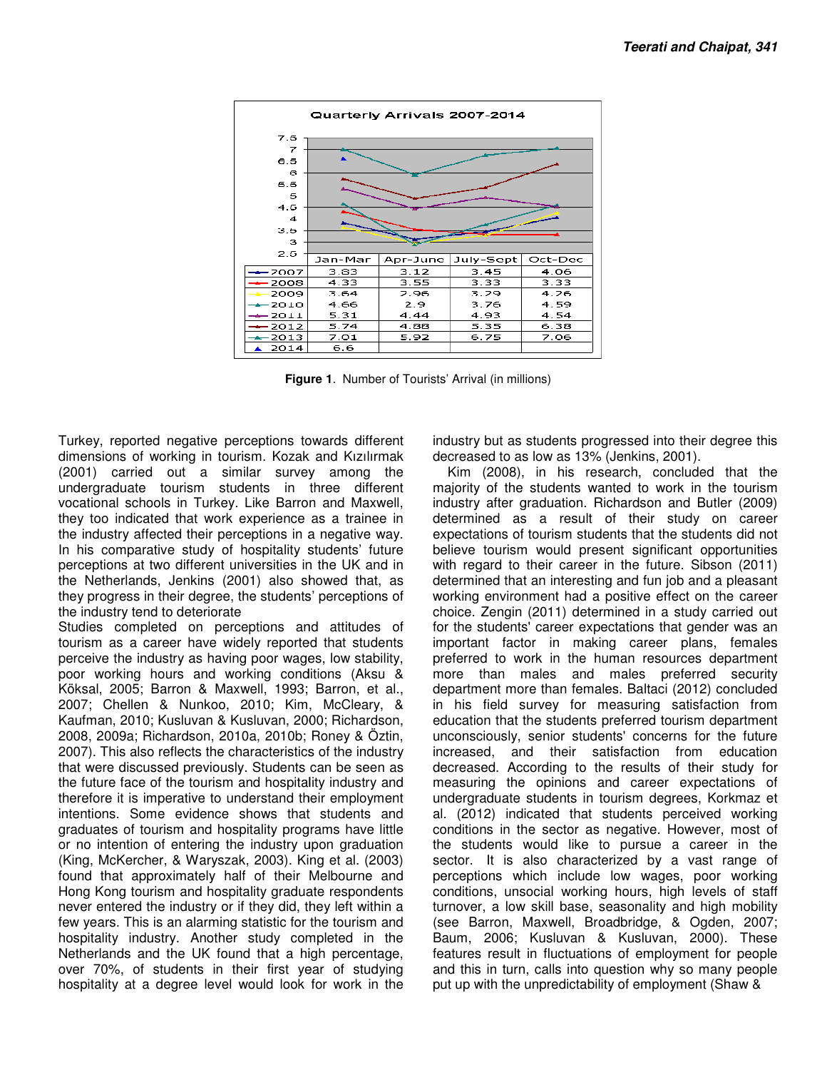Quarterly Arrivals 2007-2014

| | Jan-Mar | Apr-June | July-Sept | Oct-Dec |
|---|---|---|---|---|
| 2007 | 3.83 | 3.12 | 3.45 | 4.06 |
| 2008 | 4.33 | 3.55 | 3.33 | 3.33 |
| 2009 | 3.64 | 2.96 | 3.29 | 4.26 |
| 2010 | 4.66 | 2.9 | 3.76 | 4.59 |
| 2011 | 5.31 | 4.44 | 4.93 | 4.54 |
| 2012 | 5.74 | 4.88 | 5.35 | 6.38 |
| 2013 | 7.01 | 5.92 | 6.75 | 7.06 |
| 2014 | 6.6 | | | |

**Figure 1**. Number of Tourists' Arrival (in millions)

Turkey, reported negative perceptions towards different dimensions of working in tourism. Kozak and Kızılırmak (2001) carried out a similar survey among the undergraduate tourism students in three different vocational schools in Turkey. Like Barron and Maxwell, they too indicated that work experience as a trainee in the industry affected their perceptions in a negative way. In his comparative study of hospitality students' future perceptions at two different universities in the UK and in the Netherlands, Jenkins (2001) also showed that, as they progress in their degree, the students' perceptions of the industry tend to deteriorate

Studies completed on perceptions and attitudes of tourism as a career have widely reported that students perceive the industry as having poor wages, low stability, poor working hours and working conditions (Aksu & Köksal, 2005; Barron & Maxwell, 1993; Barron, et al., 2007; Chellen & Nunkoo, 2010; Kim, McCleary, & Kaufman, 2010; Kusluvan & Kusluvan, 2000; Richardson, 2008, 2009a; Richardson, 2010a, 2010b; Roney & Öztin, 2007). This also reflects the characteristics of the industry that were discussed previously. Students can be seen as the future face of the tourism and hospitality industry and therefore it is imperative to understand their employment intentions. Some evidence shows that students and graduates of tourism and hospitality programs have little or no intention of entering the industry upon graduation (King, McKercher, & Waryszak, 2003). King et al. (2003) found that approximately half of their Melbourne and Hong Kong tourism and hospitality graduate respondents never entered the industry or if they did, they left within a few years. This is an alarming statistic for the tourism and hospitality industry. Another study completed in the Netherlands and the UK found that a high percentage, over 70%, of students in their first year of studying hospitality at a degree level would look for work in the industry but as students progressed into their degree this decreased to as low as 13% (Jenkins, 2001).

Kim (2008), in his research, concluded that the majority of the students wanted to work in the tourism industry after graduation. Richardson and Butler (2009) determined as a result of their study on career expectations of tourism students that the students did not believe tourism would present significant opportunities with regard to their career in the future. Sibson (2011) determined that an interesting and fun job and a pleasant working environment had a positive effect on the career choice. Zengin (2011) determined in a study carried out for the students' career expectations that gender was an important factor in making career plans, females preferred to work in the human resources department more than males and males preferred security department more than females. Baltaci (2012) concluded in his field survey for measuring satisfaction from education that the students preferred tourism department unconsciously, senior students' concerns for the future increased, and their satisfaction from education decreased. According to the results of their study for measuring the opinions and career expectations of undergraduate students in tourism degrees, Korkmaz et al. (2012) indicated that students perceived working conditions in the sector as negative. However, most of the students would like to pursue a career in the sector. It is also characterized by a vast range of perceptions which include low wages, poor working conditions, unsocial working hours, high levels of staff turnover, a low skill base, seasonality and high mobility (see Barron, Maxwell, Broadbridge, & Ogden, 2007; Baum, 2006; Kusluvan & Kusluvan, 2000). These features result in fluctuations of employment for people and this in turn, calls into question why so many people put up with the unpredictability of employment (Shaw &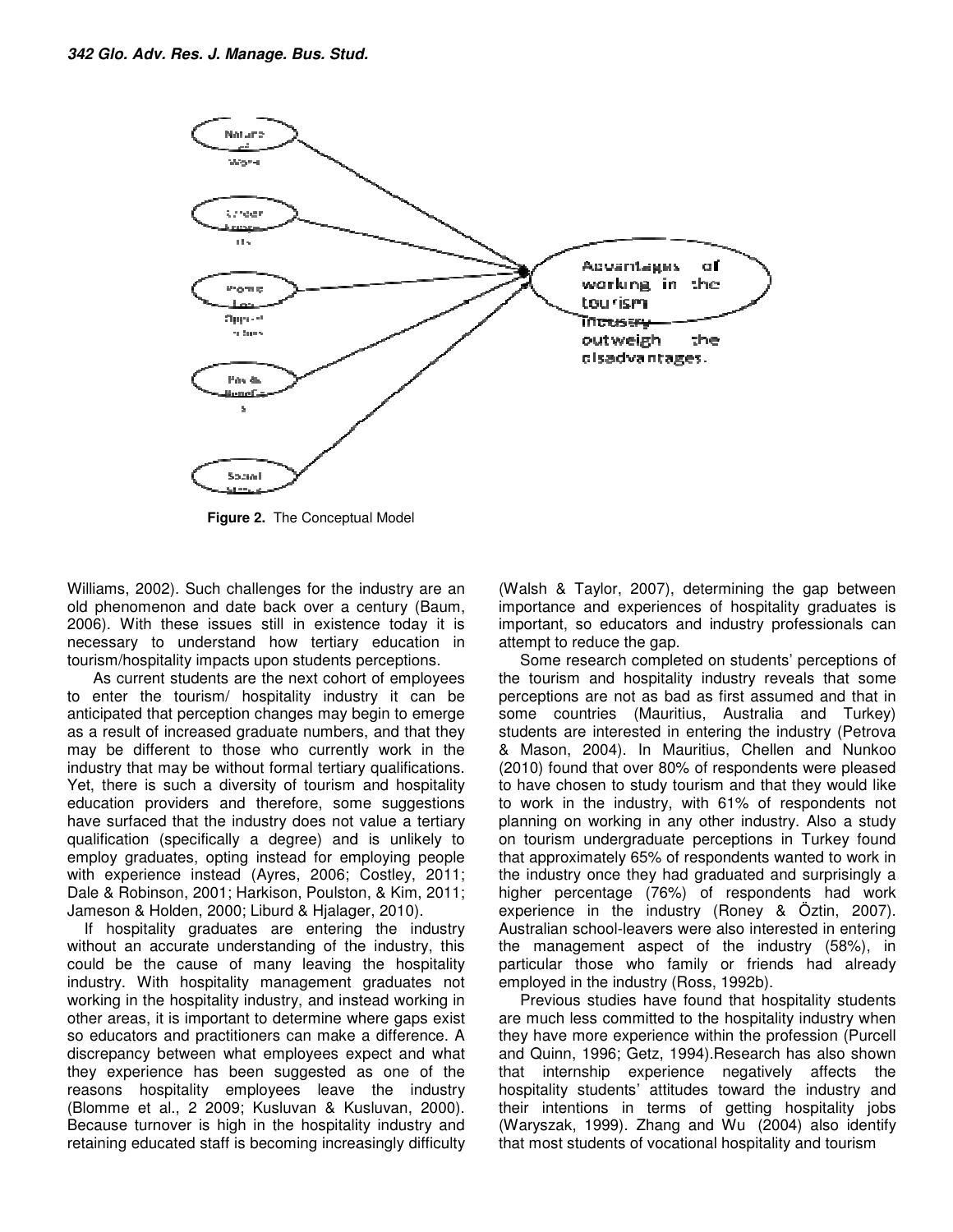Figure 2. The Conceptual Model

Williams, 2002). Such challenges for the industry are an old phenomenon and date back over a century (Baum, 2006). With these issues still in existence today it is necessary to understand how tertiary education in tourism/hospitality impacts upon students perceptions.

As current students are the next cohort of employees to enter the tourism/ hospitality industry it can be anticipated that perception changes may begin to emerge as a result of increased graduate numbers, and that they may be different to those who currently work in the industry that may be without formal tertiary qualifications. Yet, there is such a diversity of tourism and hospitality education providers and therefore, some suggestions have surfaced that the industry does not value a tertiary qualification (specifically a degree) and is unlikely to employ graduates, opting instead for employing people with experience instead (Ayres, 2006; Costley, 2011; Dale & Robinson, 2001; Harkison, Poulston, & Kim, 2011; Jameson & Holden, 2000; Liburd & Hjalager, 2010).

If hospitality graduates are entering the industry without an accurate understanding of the industry, this could be the cause of many leaving the hospitality industry. With hospitality management graduates not working in the hospitality industry, and instead working in other areas, it is important to determine where gaps exist so educators and practitioners can make a difference. A discrepancy between what employees expect and what they experience has been suggested as one of the reasons hospitality employees leave the industry (Blomme et al., 2 2009; Kusluvan & Kusluvan, 2000). Because turnover is high in the hospitality industry and retaining educated staff is becoming increasingly difficulty (Walsh & Taylor, 2007), determining the gap between importance and experiences of hospitality graduates is important, so educators and industry professionals can attempt to reduce the gap.

Some research completed on students' perceptions of the tourism and hospitality industry reveals that some perceptions are not as bad as first assumed and that in some countries (Mauritius, Australia and Turkey) students are interested in entering the industry (Petrova & Mason, 2004). In Mauritius, Chellen and Nunkoo (2010) found that over 80% of respondents were pleased to have chosen to study tourism and that they would like to work in the industry, with 61% of respondents not planning on working in any other industry. Also a study on tourism undergraduate perceptions in Turkey found that approximately 65% of respondents wanted to work in the industry once they had graduated and surprisingly a higher percentage (76%) of respondents had work experience in the industry (Roney & Öztin, 2007). Australian school-leavers were also interested in entering the management aspect of the industry (58%), in particular those who family or friends had already employed in the industry (Ross, 1992b).

Previous studies have found that hospitality students are much less committed to the hospitality industry when they have more experience within the profession (Purcell and Quinn, 1996; Getz, 1994).Research has also shown that internship experience negatively affects the hospitality students' attitudes toward the industry and their intentions in terms of getting hospitality jobs (Waryszak, 1999). Zhang and Wu (2004) also identify that most students of vocational hospitality and tourism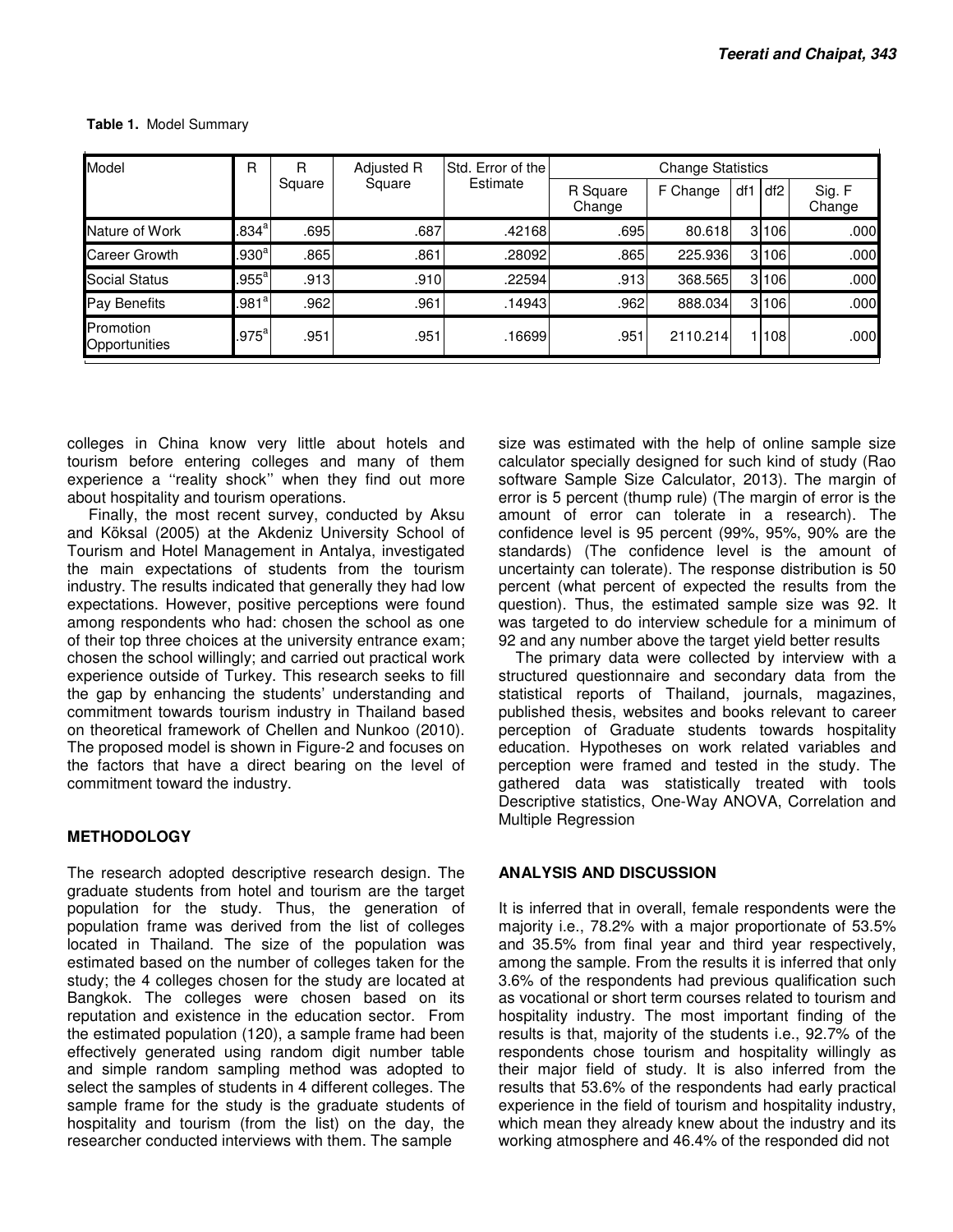**Table 1.** Model Summary

| Model | R | R Square | Adjusted R Square | Std. Error of the Estimate | Change Statistics | | | | |
|---|---|---|---|---|---|---|---|---|---|
| | | | | | R Square Change | F Change | df1 | df2 | Sig. F Change |
| Nature of Work | .834[a] | .695 | .687 | .42168 | .695 | 80.618 | 3 | 106 | .000 |
| Career Growth | .930[a] | .865 | .861 | .28092 | .865 | 225.936 | 3 | 106 | .000 |
| Social Status | .955[a] | .913 | .910 | .22594 | .913 | 368.565 | 3 | 106 | .000 |
| Pay Benefits | .981[a] | .962 | .961 | .14943 | .962 | 888.034 | 3 | 106 | .000 |
| Promotion Opportunities | .975[a] | .951 | .951 | .16699 | .951 | 2110.214 | 1 | 108 | .000 |

colleges in China know very little about hotels and tourism before entering colleges and many of them experience a ''reality shock'' when they find out more about hospitality and tourism operations.

Finally, the most recent survey, conducted by Aksu and Köksal (2005) at the Akdeniz University School of Tourism and Hotel Management in Antalya, investigated the main expectations of students from the tourism industry. The results indicated that generally they had low expectations. However, positive perceptions were found among respondents who had: chosen the school as one of their top three choices at the university entrance exam; chosen the school willingly; and carried out practical work experience outside of Turkey. This research seeks to fill the gap by enhancing the students' understanding and commitment towards tourism industry in Thailand based on theoretical framework of Chellen and Nunkoo (2010). The proposed model is shown in Figure-2 and focuses on the factors that have a direct bearing on the level of commitment toward the industry.

## METHODOLOGY

The research adopted descriptive research design. The graduate students from hotel and tourism are the target population for the study. Thus, the generation of population frame was derived from the list of colleges located in Thailand. The size of the population was estimated based on the number of colleges taken for the study; the 4 colleges chosen for the study are located at Bangkok. The colleges were chosen based on its reputation and existence in the education sector. From the estimated population (120), a sample frame had been effectively generated using random digit number table and simple random sampling method was adopted to select the samples of students in 4 different colleges. The sample frame for the study is the graduate students of hospitality and tourism (from the list) on the day, the researcher conducted interviews with them. The sample size was estimated with the help of online sample size calculator specially designed for such kind of study (Rao software Sample Size Calculator, 2013). The margin of error is 5 percent (thump rule) (The margin of error is the amount of error can tolerate in a research). The confidence level is 95 percent (99%, 95%, 90% are the standards) (The confidence level is the amount of uncertainty can tolerate). The response distribution is 50 percent (what percent of expected the results from the question). Thus, the estimated sample size was 92. It was targeted to do interview schedule for a minimum of 92 and any number above the target yield better results

The primary data were collected by interview with a structured questionnaire and secondary data from the statistical reports of Thailand, journals, magazines, published thesis, websites and books relevant to career perception of Graduate students towards hospitality education. Hypotheses on work related variables and perception were framed and tested in the study. The gathered data was statistically treated with tools Descriptive statistics, One-Way ANOVA, Correlation and Multiple Regression

## ANALYSIS AND DISCUSSION

It is inferred that in overall, female respondents were the majority i.e., 78.2% with a major proportionate of 53.5% and 35.5% from final year and third year respectively, among the sample. From the results it is inferred that only 3.6% of the respondents had previous qualification such as vocational or short term courses related to tourism and hospitality industry. The most important finding of the results is that, majority of the students i.e., 92.7% of the respondents chose tourism and hospitality willingly as their major field of study. It is also inferred from the results that 53.6% of the respondents had early practical experience in the field of tourism and hospitality industry, which mean they already knew about the industry and its working atmosphere and 46.4% of the responded did not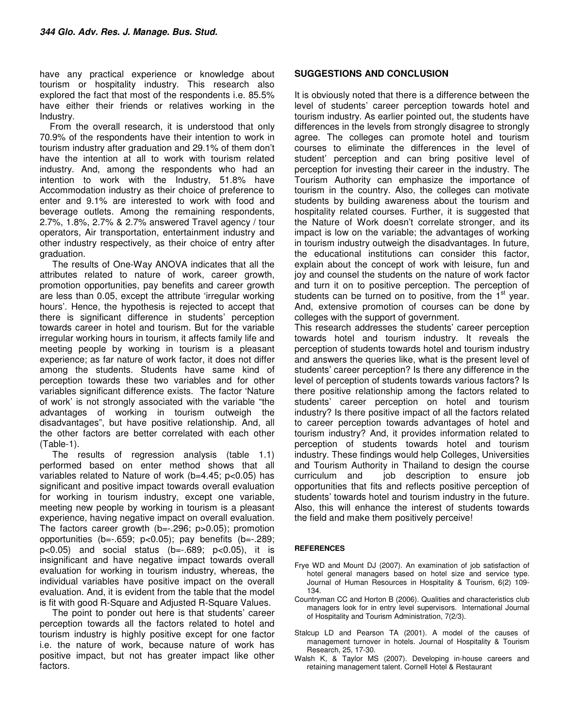have any practical experience or knowledge about tourism or hospitality industry. This research also explored the fact that most of the respondents i.e. 85.5% have either their friends or relatives working in the Industry.

From the overall research, it is understood that only 70.9% of the respondents have their intention to work in tourism industry after graduation and 29.1% of them don't have the intention at all to work with tourism related industry. And, among the respondents who had an intention to work with the Industry, 51.8% have Accommodation industry as their choice of preference to enter and 9.1% are interested to work with food and beverage outlets. Among the remaining respondents, 2.7%, 1.8%, 2.7% & 2.7% answered Travel agency / tour operators, Air transportation, entertainment industry and other industry respectively, as their choice of entry after graduation.

The results of One-Way ANOVA indicates that all the attributes related to nature of work, career growth, promotion opportunities, pay benefits and career growth are less than 0.05, except the attribute 'irregular working hours'. Hence, the hypothesis is rejected to accept that there is significant difference in students' perception towards career in hotel and tourism. But for the variable irregular working hours in tourism, it affects family life and meeting people by working in tourism is a pleasant experience; as far nature of work factor, it does not differ among the students. Students have same kind of perception towards these two variables and for other variables significant difference exists. The factor 'Nature of work' is not strongly associated with the variable "the advantages of working in tourism outweigh the disadvantages", but have positive relationship. And, all the other factors are better correlated with each other (Table-1).

The results of regression analysis (table 1.1) performed based on enter method shows that all variables related to Nature of work ($b=4.45$; $p<0.05$) has significant and positive impact towards overall evaluation for working in tourism industry, except one variable, meeting new people by working in tourism is a pleasant experience, having negative impact on overall evaluation. The factors career growth ($b=-.296$; $p>0.05$); promotion opportunities ($b=-.659$; $p<0.05$); pay benefits ($b=-.289$; $p<0.05$) and social status ($b=-.689$; $p<0.05$), it is insignificant and have negative impact towards overall evaluation for working in tourism industry, whereas, the individual variables have positive impact on the overall evaluation. And, it is evident from the table that the model is fit with good R-Square and Adjusted R-Square Values.

The point to ponder out here is that students' career perception towards all the factors related to hotel and tourism industry is highly positive except for one factor i.e. the nature of work, because nature of work has positive impact, but not has greater impact like other factors.

## SUGGESTIONS AND CONCLUSION

It is obviously noted that there is a difference between the level of students' career perception towards hotel and tourism industry. As earlier pointed out, the students have differences in the levels from strongly disagree to strongly agree. The colleges can promote hotel and tourism courses to eliminate the differences in the level of student' perception and can bring positive level of perception for investing their career in the industry. The Tourism Authority can emphasize the importance of tourism in the country. Also, the colleges can motivate students by building awareness about the tourism and hospitality related courses. Further, it is suggested that the Nature of Work doesn't correlate stronger, and its impact is low on the variable; the advantages of working in tourism industry outweigh the disadvantages. In future, the educational institutions can consider this factor, explain about the concept of work with leisure, fun and joy and counsel the students on the nature of work factor and turn it on to positive perception. The perception of students can be turned on to positive, from the 1st year. And, extensive promotion of courses can be done by colleges with the support of government.

This research addresses the students' career perception towards hotel and tourism industry. It reveals the perception of students towards hotel and tourism industry and answers the queries like, what is the present level of students' career perception? Is there any difference in the level of perception of students towards various factors? Is there positive relationship among the factors related to students' career perception on hotel and tourism industry? Is there positive impact of all the factors related to career perception towards advantages of hotel and tourism industry? And, it provides information related to perception of students towards hotel and tourism industry. These findings would help Colleges, Universities and Tourism Authority in Thailand to design the course curriculum and job description to ensure job opportunities that fits and reflects positive perception of students' towards hotel and tourism industry in the future. Also, this will enhance the interest of students towards the field and make them positively perceive!

### REFERENCES

Frye WD and Mount DJ (2007). An examination of job satisfaction of hotel general managers based on hotel size and service type. Journal of Human Resources in Hospitality & Tourism, 6(2) 109-134.

Countryman CC and Horton B (2006). Qualities and characteristics club managers look for in entry level supervisors. International Journal of Hospitality and Tourism Administration, 7(2/3).

Stalcup LD and Pearson TA (2001). A model of the causes of management turnover in hotels. Journal of Hospitality & Tourism Research, 25, 17-30.

Walsh K, & Taylor MS (2007). Developing in-house careers and retaining management talent. Cornell Hotel & Restaurant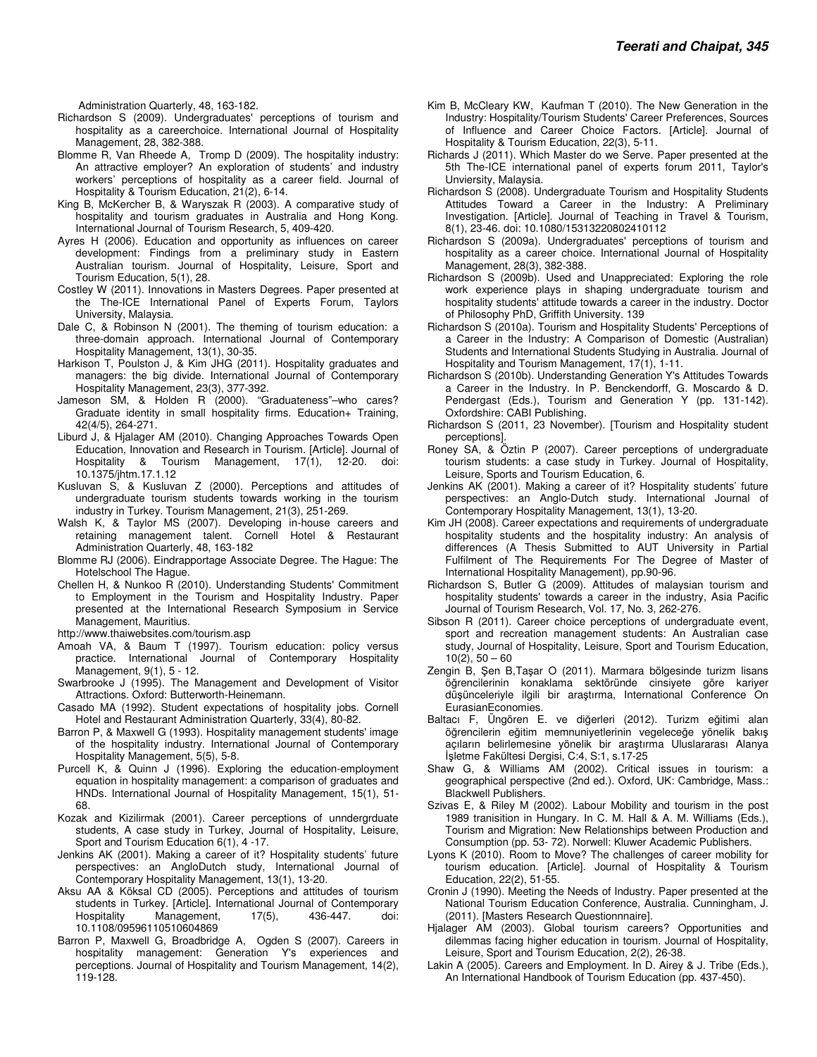Administration Quarterly, 48, 163-182.

Richardson S (2009). Undergraduates' perceptions of tourism and hospitality as a careerchoice. International Journal of Hospitality Management, 28, 382-388.

Blomme R, Van Rheede A, Tromp D (2009). The hospitality industry: An attractive employer? An exploration of students' and industry workers' perceptions of hospitality as a career field. Journal of Hospitality & Tourism Education, 21(2), 6-14.

King B, McKercher B, & Waryszak R (2003). A comparative study of hospitality and tourism graduates in Australia and Hong Kong. International Journal of Tourism Research, 5, 409-420.

Ayres H (2006). Education and opportunity as influences on career development: Findings from a preliminary study in Eastern Australian tourism. Journal of Hospitality, Leisure, Sport and Tourism Education, 5(1), 28.

Costley W (2011). Innovations in Masters Degrees. Paper presented at the The-ICE International Panel of Experts Forum, Taylors University, Malaysia.

Dale C, & Robinson N (2001). The theming of tourism education: a three-domain approach. International Journal of Contemporary Hospitality Management, 13(1), 30-35.

Harkison T, Poulston J, & Kim JHG (2011). Hospitality graduates and managers: the big divide. International Journal of Contemporary Hospitality Management, 23(3), 377-392.

Jameson SM, & Holden R (2000). "Graduateness"–who cares? Graduate identity in small hospitality firms. Education+ Training, 42(4/5), 264-271.

Liburd J, & Hjalager AM (2010). Changing Approaches Towards Open Education, Innovation and Research in Tourism. [Article]. Journal of Hospitality & Tourism Management, 17(1), 12-20. doi: 10.1375/jhtm.17.1.12

Kusluvan S, & Kusluvan Z (2000). Perceptions and attitudes of undergraduate tourism students towards working in the tourism industry in Turkey. Tourism Management, 21(3), 251-269.

Walsh K, & Taylor MS (2007). Developing in-house careers and retaining management talent. Cornell Hotel & Restaurant Administration Quarterly, 48, 163-182

Blomme RJ (2006). Eindrapportage Associate Degree. The Hague: The Hotelschool The Hague.

Chellen H, & Nunkoo R (2010). Understanding Students' Commitment to Employment in the Tourism and Hospitality Industry. Paper presented at the International Research Symposium in Service Management, Mauritius.

http://www.thaiwebsites.com/tourism.asp

Amoah VA, & Baum T (1997). Tourism education: policy versus practice. International Journal of Contemporary Hospitality Management, 9(1), 5 - 12.

Swarbrooke J (1995). The Management and Development of Visitor Attractions. Oxford: Butterworth-Heinemann.

Casado MA (1992). Student expectations of hospitality jobs. Cornell Hotel and Restaurant Administration Quarterly, 33(4), 80-82.

Barron P, & Maxwell G (1993). Hospitality management students' image of the hospitality industry. International Journal of Contemporary Hospitality Management, 5(5), 5-8.

Purcell K, & Quinn J (1996). Exploring the education-employment equation in hospitality management: a comparison of graduates and HNDs. International Journal of Hospitality Management, 15(1), 51-68.

Kozak and Kizilirmak (2001). Career perceptions of unndergrduate students, A case study in Turkey, Journal of Hospitality, Leisure, Sport and Tourism Education 6(1), 4 -17.

Jenkins AK (2001). Making a career of it? Hospitality students' future perspectives: an AngloDutch study, International Journal of Contemporary Hospitality Management, 13(1), 13-20.

Aksu AA & Köksal CD (2005). Perceptions and attitudes of tourism students in Turkey. [Article]. International Journal of Contemporary Hospitality Management, 17(5), 436-447. doi: 10.1108/09596110510604869

Barron P, Maxwell G, Broadbridge A, Ogden S (2007). Careers in hospitality management: Generation Y's experiences and perceptions. Journal of Hospitality and Tourism Management, 14(2), 119-128.

Kim B, McCleary KW, Kaufman T (2010). The New Generation in the Industry: Hospitality/Tourism Students' Career Preferences, Sources of Influence and Career Choice Factors. [Article]. Journal of Hospitality & Tourism Education, 22(3), 5-11.

Richards J (2011). Which Master do we Serve. Paper presented at the 5th The-ICE international panel of experts forum 2011, Taylor's Unviersity, Malaysia.

Richardson S (2008). Undergraduate Tourism and Hospitality Students Attitudes Toward a Career in the Industry: A Preliminary Investigation. [Article]. Journal of Teaching in Travel & Tourism, 8(1), 23-46. doi: 10.1080/15313220802410112

Richardson S (2009a). Undergraduates' perceptions of tourism and hospitality as a career choice. International Journal of Hospitality Management, 28(3), 382-388.

Richardson S (2009b). Used and Unappreciated: Exploring the role work experience plays in shaping undergraduate tourism and hospitality students' attitude towards a career in the industry. Doctor of Philosophy PhD, Griffith University. 139

Richardson S (2010a). Tourism and Hospitality Students' Perceptions of a Career in the Industry: A Comparison of Domestic (Australian) Students and International Students Studying in Australia. Journal of Hospitality and Tourism Management, 17(1), 1-11.

Richardson S (2010b). Understanding Generation Y's Attitudes Towards a Career in the Industry. In P. Benckendorff, G. Moscardo & D. Pendergast (Eds.), Tourism and Generation Y (pp. 131-142). Oxfordshire: CABI Publishing.

Richardson S (2011, 23 November). [Tourism and Hospitality student perceptions].

Roney SA, & Öztin P (2007). Career perceptions of undergraduate tourism students: a case study in Turkey. Journal of Hospitality, Leisure, Sports and Tourism Education, 6.

Jenkins AK (2001). Making a career of it? Hospitality students' future perspectives: an Anglo-Dutch study. International Journal of Contemporary Hospitality Management, 13(1), 13-20.

Kim JH (2008). Career expectations and requirements of undergraduate hospitality students and the hospitality industry: An analysis of differences (A Thesis Submitted to AUT University in Partial Fulfilment of The Requirements For The Degree of Master of International Hospitality Management), pp.90-96.

Richardson S, Butler G (2009). Attitudes of malaysian tourism and hospitality students' towards a career in the industry, Asia Pacific Journal of Tourism Research, Vol. 17, No. 3, 262-276.

Sibson R (2011). Career choice perceptions of undergraduate event, sport and recreation management students: An Australian case study, Journal of Hospitality, Leisure, Sport and Tourism Education, 10(2), 50 – 60

Zengin B, Şen B,Taşar O (2011). Marmara bölgesinde turizm lisans öğrencilerinin konaklama sektöründe cinsiyete göre kariyer düşünceleriyle ilgili bir araştırma, International Conference On EurasianEconomies.

Baltacı F, Üngören E. ve diğerleri (2012). Turizm eğitimi alan öğrencilerin eğitim memnuniyetlerinin vegeleceğe yönelik bakış açıların belirlemesine yönelik bir araştırma Uluslararası Alanya İşletme Fakültesi Dergisi, C:4, S:1, s.17-25

Shaw G, & Williams AM (2002). Critical issues in tourism: a geographical perspective (2nd ed.). Oxford, UK: Cambridge, Mass.: Blackwell Publishers.

Szivas E, & Riley M (2002). Labour Mobility and tourism in the post 1989 tranisition in Hungary. In C. M. Hall & A. M. Williams (Eds.), Tourism and Migration: New Relationships between Production and Consumption (pp. 53- 72). Norwell: Kluwer Academic Publishers.

Lyons K (2010). Room to Move? The challenges of career mobility for tourism education. [Article]. Journal of Hospitality & Tourism Education, 22(2), 51-55.

Cronin J (1990). Meeting the Needs of Industry. Paper presented at the National Tourism Education Conference, Australia. Cunningham, J. (2011). [Masters Research Questionnnaire].

Hjalager AM (2003). Global tourism careers? Opportunities and dilemmas facing higher education in tourism. Journal of Hospitality, Leisure, Sport and Tourism Education, 2(2), 26-38.

Lakin A (2005). Careers and Employment. In D. Airey & J. Tribe (Eds.), An International Handbook of Tourism Education (pp. 437-450).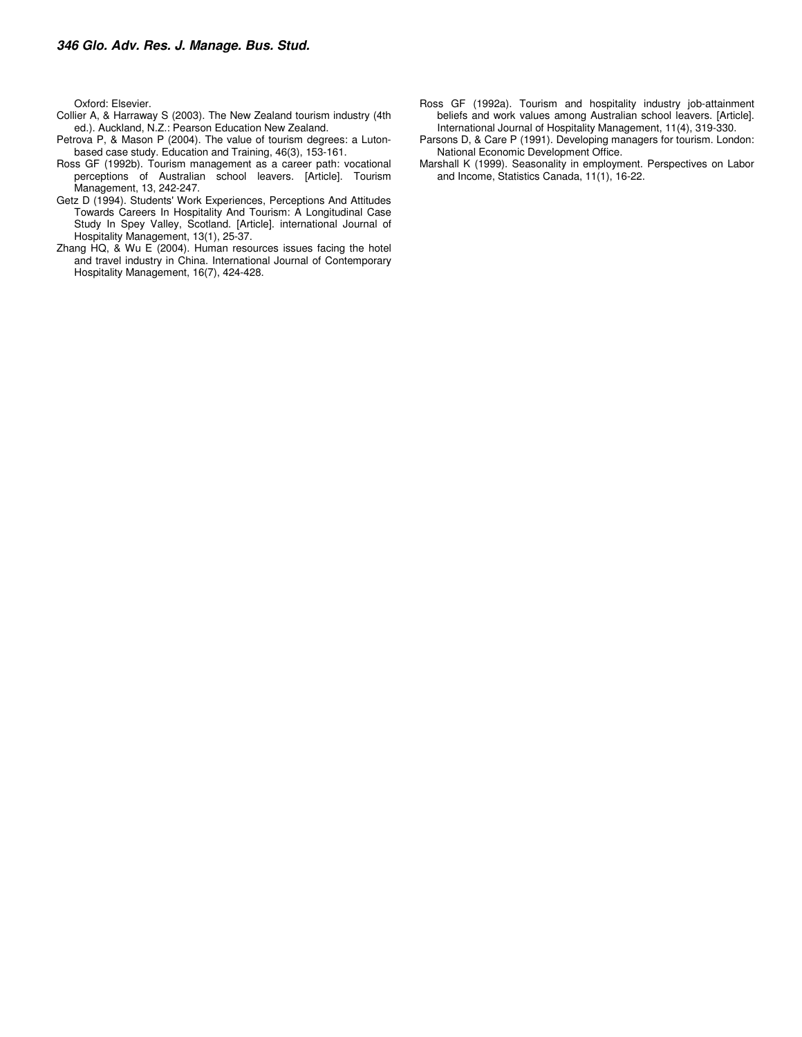Oxford: Elsevier.

Collier A, & Harraway S (2003). The New Zealand tourism industry (4th ed.). Auckland, N.Z.: Pearson Education New Zealand.

Petrova P, & Mason P (2004). The value of tourism degrees: a Luton-based case study. Education and Training, 46(3), 153-161.

Ross GF (1992b). Tourism management as a career path: vocational perceptions of Australian school leavers. [Article]. Tourism Management, 13, 242-247.

Getz D (1994). Students' Work Experiences, Perceptions And Attitudes Towards Careers In Hospitality And Tourism: A Longitudinal Case Study In Spey Valley, Scotland. [Article]. international Journal of Hospitality Management, 13(1), 25-37.

Zhang HQ, & Wu E (2004). Human resources issues facing the hotel and travel industry in China. International Journal of Contemporary Hospitality Management, 16(7), 424-428.

Ross GF (1992a). Tourism and hospitality industry job-attainment beliefs and work values among Australian school leavers. [Article]. International Journal of Hospitality Management, 11(4), 319-330.

Parsons D, & Care P (1991). Developing managers for tourism. London: National Economic Development Office.

Marshall K (1999). Seasonality in employment. Perspectives on Labor and Income, Statistics Canada, 11(1), 16-22.